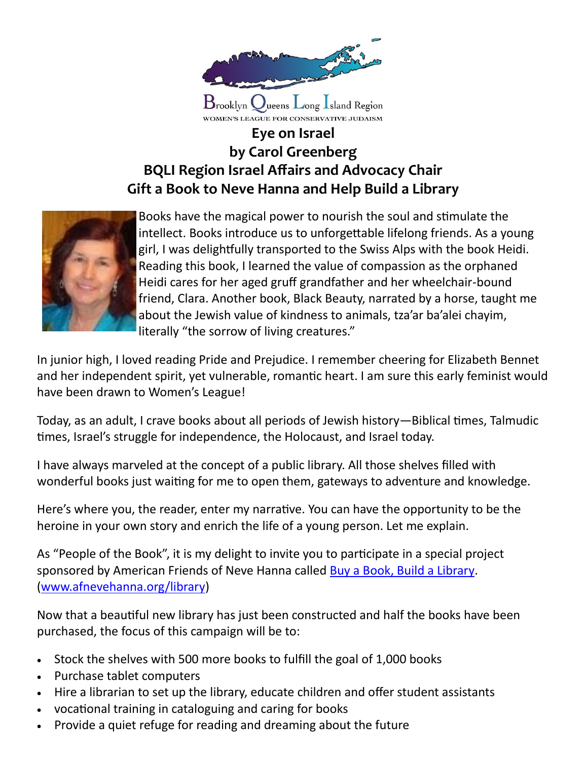Brooklyn Queens Long Island Region

WOMEN'S LEAGUE FOR CONSERVATIVE JUDAISM

# Eye on Israel
## by Carol Greenberg
## BQLI Region Israel Affairs and Advocacy Chair
## Gift a Book to Neve Hanna and Help Build a Library

Books have the magical power to nourish the soul and stimulate the intellect. Books introduce us to unforgettable lifelong friends. As a young girl, I was delightfully transported to the Swiss Alps with the book Heidi. Reading this book, I learned the value of compassion as the orphaned Heidi cares for her aged gruff grandfather and her wheelchair-bound friend, Clara. Another book, Black Beauty, narrated by a horse, taught me about the Jewish value of kindness to animals, tza'ar ba'alei chayim, literally "the sorrow of living creatures."

In junior high, I loved reading Pride and Prejudice. I remember cheering for Elizabeth Bennet and her independent spirit, yet vulnerable, romantic heart. I am sure this early feminist would have been drawn to Women's League!

Today, as an adult, I crave books about all periods of Jewish history—Biblical times, Talmudic times, Israel's struggle for independence, the Holocaust, and Israel today.

I have always marveled at the concept of a public library. All those shelves filled with wonderful books just waiting for me to open them, gateways to adventure and knowledge.

Here's where you, the reader, enter my narrative. You can have the opportunity to be the heroine in your own story and enrich the life of a young person. Let me explain.

As "People of the Book", it is my delight to invite you to participate in a special project sponsored by American Friends of Neve Hanna called [Buy a Book, Build a Library](www.afnevehanna.org/library). ([www.afnevehanna.org/library](www.afnevehanna.org/library))

Now that a beautiful new library has just been constructed and half the books have been purchased, the focus of this campaign will be to:

- Stock the shelves with 500 more books to fulfill the goal of 1,000 books
- Purchase tablet computers
- Hire a librarian to set up the library, educate children and offer student assistants
- vocational training in cataloguing and caring for books
- Provide a quiet refuge for reading and dreaming about the future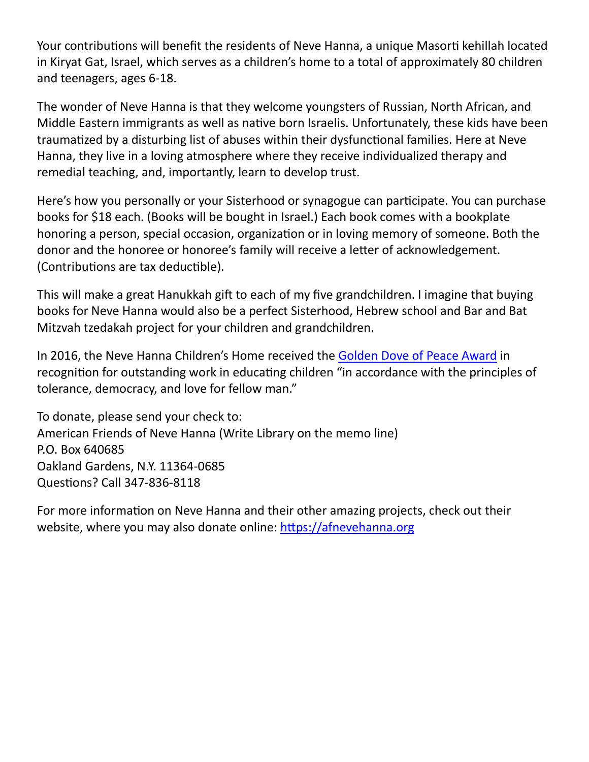Your contributions will benefit the residents of Neve Hanna, a unique Masorti kehillah located in Kiryat Gat, Israel, which serves as a children's home to a total of approximately 80 children and teenagers, ages 6-18.

The wonder of Neve Hanna is that they welcome youngsters of Russian, North African, and Middle Eastern immigrants as well as native born Israelis. Unfortunately, these kids have been traumatized by a disturbing list of abuses within their dysfunctional families. Here at Neve Hanna, they live in a loving atmosphere where they receive individualized therapy and remedial teaching, and, importantly, learn to develop trust.

Here's how you personally or your Sisterhood or synagogue can participate. You can purchase books for $18 each. (Books will be bought in Israel.) Each book comes with a bookplate honoring a person, special occasion, organization or in loving memory of someone. Both the donor and the honoree or honoree's family will receive a letter of acknowledgement. (Contributions are tax deductible).

This will make a great Hanukkah gift to each of my five grandchildren. I imagine that buying books for Neve Hanna would also be a perfect Sisterhood, Hebrew school and Bar and Bat Mitzvah tzedakah project for your children and grandchildren.

In 2016, the Neve Hanna Children's Home received the [Golden Dove of Peace Award] in recognition for outstanding work in educating children "in accordance with the principles of tolerance, democracy, and love for fellow man."

To donate, please send your check to:
American Friends of Neve Hanna (Write Library on the memo line)
P.O. Box 640685
Oakland Gardens, N.Y. 11364-0685
Questions? Call 347-836-8118

For more information on Neve Hanna and their other amazing projects, check out their website, where you may also donate online: https://afnevehanna.org